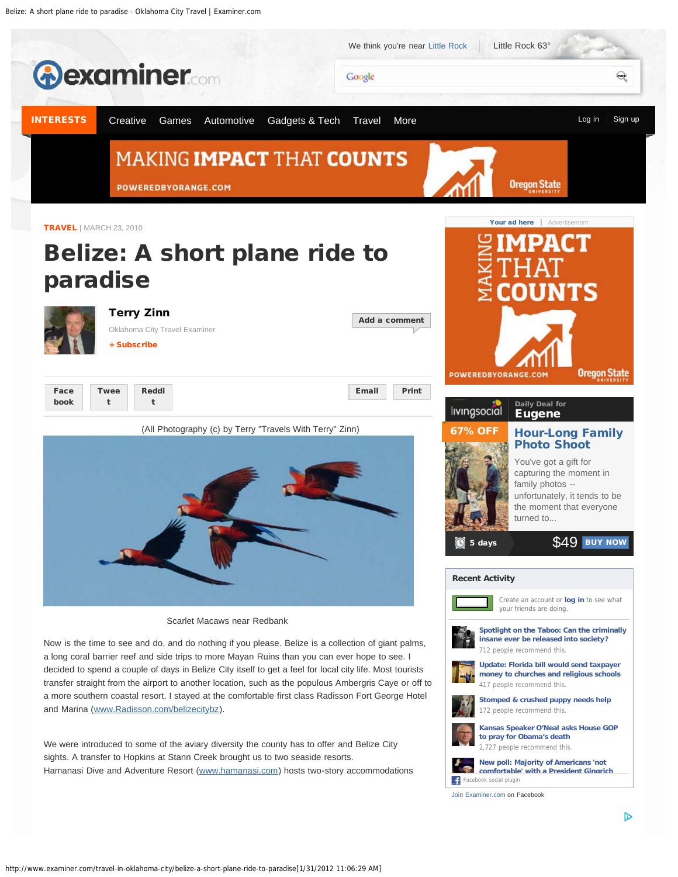TRAVEL | MARCH 23, 2010

# Belize: A short plane ride to paradise

**Terry Zinn**

Oklahoma City Travel Examiner

(All Photography (c) by Terry "Travels With Terry" Zinn)

Scarlet Macaws near Redbank

Now is the time to see and do, and do nothing if you please. Belize is a collection of giant palms, a long coral barrier reef and side trips to more Mayan Ruins than you can ever hope to see. I decided to spend a couple of days in Belize City itself to get a feel for local city life. Most tourists transfer straight from the airport to another location, such as the populous Ambergris Caye or off to a more southern coastal resort. I stayed at the comfortable first class Radisson Fort George Hotel and Marina (www.Radisson.com/belizecitybz).

We were introduced to some of the aviary diversity the county has to offer and Belize City sights. A transfer to Hopkins at Stann Creek brought us to two seaside resorts. Hamanasi Dive and Adventure Resort (www.hamanasi.com) hosts two-story accommodations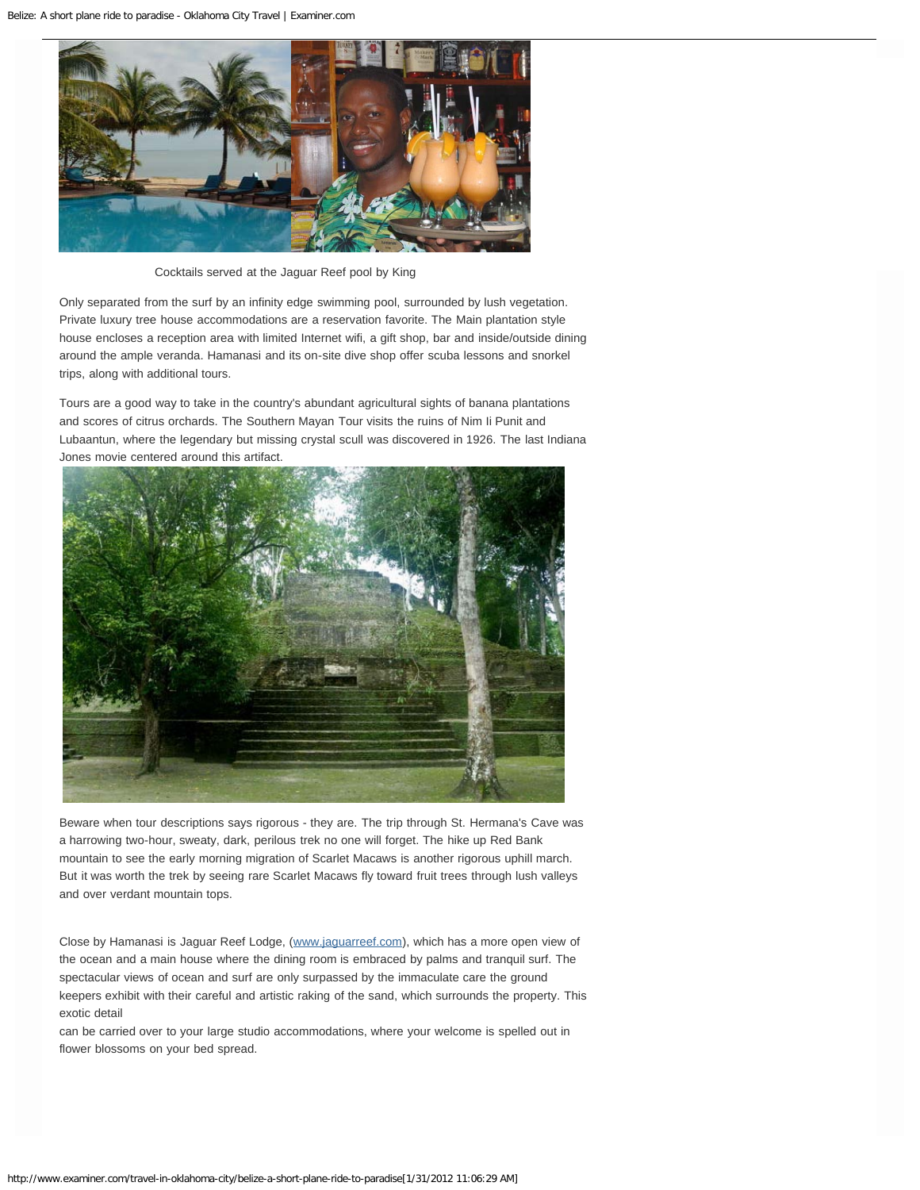Cocktails served at the Jaguar Reef pool by King

Only separated from the surf by an infinity edge swimming pool, surrounded by lush vegetation. Private luxury tree house accommodations are a reservation favorite. The Main plantation style house encloses a reception area with limited Internet wifi, a gift shop, bar and inside/outside dining around the ample veranda. Hamanasi and its on-site dive shop offer scuba lessons and snorkel trips, along with additional tours.

Tours are a good way to take in the country's abundant agricultural sights of banana plantations and scores of citrus orchards. The Southern Mayan Tour visits the ruins of Nim Ii Punit and Lubaantun, where the legendary but missing crystal scull was discovered in 1926. The last Indiana Jones movie centered around this artifact.

Beware when tour descriptions says rigorous - they are. The trip through St. Hermana's Cave was a harrowing two-hour, sweaty, dark, perilous trek no one will forget. The hike up Red Bank mountain to see the early morning migration of Scarlet Macaws is another rigorous uphill march. But it was worth the trek by seeing rare Scarlet Macaws fly toward fruit trees through lush valleys and over verdant mountain tops.

Close by Hamanasi is Jaguar Reef Lodge, ([www.jaguarreef.com](http://www.jaguarreef.com)), which has a more open view of the ocean and a main house where the dining room is embraced by palms and tranquil surf. The spectacular views of ocean and surf are only surpassed by the immaculate care the ground keepers exhibit with their careful and artistic raking of the sand, which surrounds the property. This exotic detail
can be carried over to your large studio accommodations, where your welcome is spelled out in flower blossoms on your bed spread.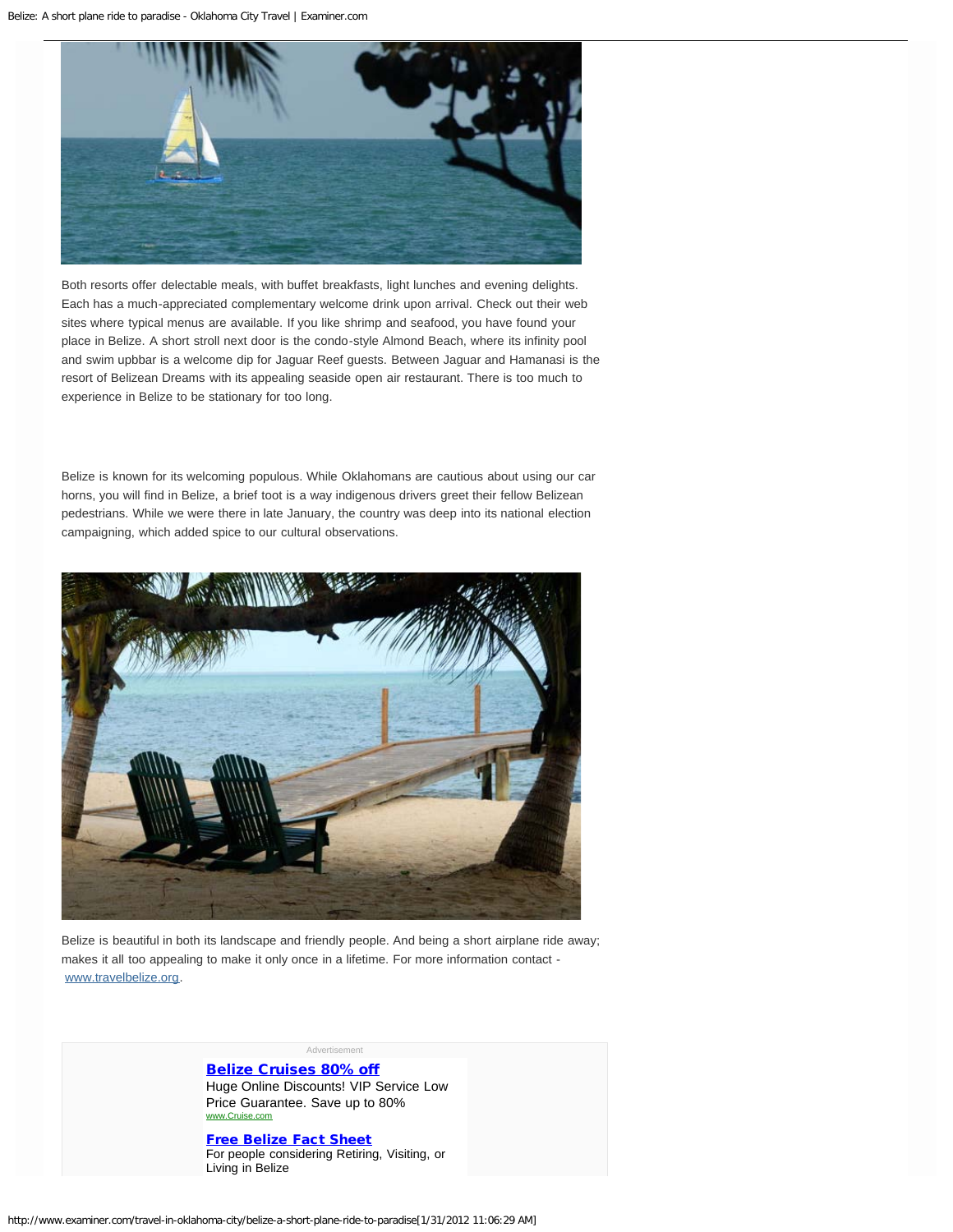Both resorts offer delectable meals, with buffet breakfasts, light lunches and evening delights. Each has a much-appreciated complementary welcome drink upon arrival. Check out their web sites where typical menus are available. If you like shrimp and seafood, you have found your place in Belize. A short stroll next door is the condo-style Almond Beach, where its infinity pool and swim upbbar is a welcome dip for Jaguar Reef guests. Between Jaguar and Hamanasi is the resort of Belizean Dreams with its appealing seaside open air restaurant. There is too much to experience in Belize to be stationary for too long.

Belize is known for its welcoming populous. While Oklahomans are cautious about using our car horns, you will find in Belize, a brief toot is a way indigenous drivers greet their fellow Belizean pedestrians. While we were there in late January, the country was deep into its national election campaigning, which added spice to our cultural observations.

Belize is beautiful in both its landscape and friendly people. And being a short airplane ride away; makes it all too appealing to make it only once in a lifetime. For more information contact - www.travelbelize.org.

Advertisement

**Belize Cruises 80% off**
Huge Online Discounts! VIP Service Low Price Guarantee. Save up to 80%
www.Cruise.com

**Free Belize Fact Sheet**
For people considering Retiring, Visiting, or Living in Belize